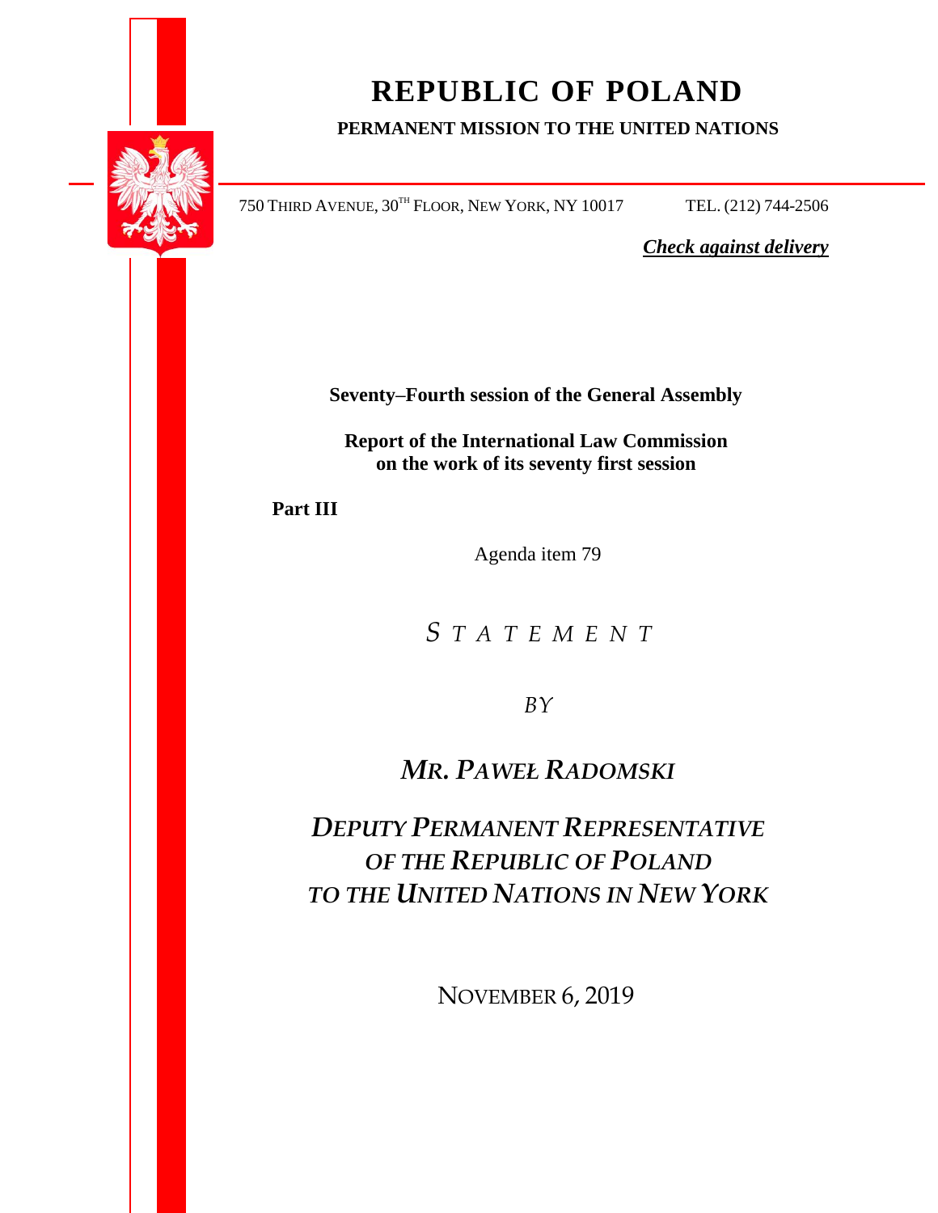# REPUBLIC OF POLAND

**PERMANENT MISSION TO THE UNITED NATIONS**

750 THIRD AVENUE, 30TH FLOOR, NEW YORK, NY 10017 TEL. (212) 744-2506

***Check against delivery***

**Seventy–Fourth session of the General Assembly**

**Report of the International Law Commission on the work of its seventy first session**

**Part III**

Agenda item 79

*S T A T E M E N T*

*BY*

## *MR. PAWEŁ RADOMSKI*

## *DEPUTY PERMANENT REPRESENTATIVE OF THE REPUBLIC OF POLAND TO THE UNITED NATIONS IN NEW YORK*

NOVEMBER 6, 2019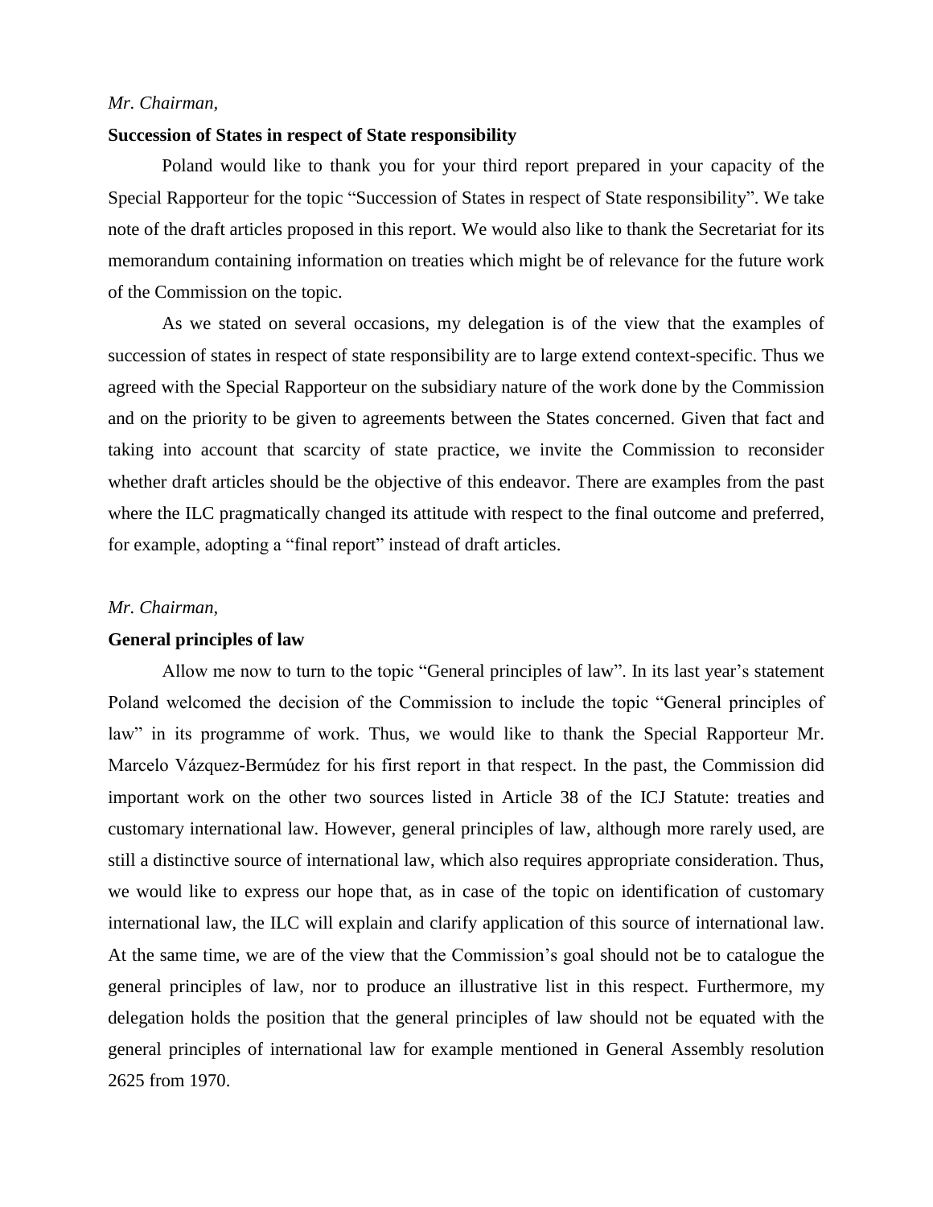*Mr. Chairman,*

**Succession of States in respect of State responsibility**

Poland would like to thank you for your third report prepared in your capacity of the Special Rapporteur for the topic "Succession of States in respect of State responsibility". We take note of the draft articles proposed in this report. We would also like to thank the Secretariat for its memorandum containing information on treaties which might be of relevance for the future work of the Commission on the topic.

As we stated on several occasions, my delegation is of the view that the examples of succession of states in respect of state responsibility are to large extend context-specific. Thus we agreed with the Special Rapporteur on the subsidiary nature of the work done by the Commission and on the priority to be given to agreements between the States concerned. Given that fact and taking into account that scarcity of state practice, we invite the Commission to reconsider whether draft articles should be the objective of this endeavor. There are examples from the past where the ILC pragmatically changed its attitude with respect to the final outcome and preferred, for example, adopting a "final report" instead of draft articles.

*Mr. Chairman,*

**General principles of law**

Allow me now to turn to the topic "General principles of law". In its last year's statement Poland welcomed the decision of the Commission to include the topic "General principles of law" in its programme of work. Thus, we would like to thank the Special Rapporteur Mr. Marcelo Vázquez-Bermúdez for his first report in that respect. In the past, the Commission did important work on the other two sources listed in Article 38 of the ICJ Statute: treaties and customary international law. However, general principles of law, although more rarely used, are still a distinctive source of international law, which also requires appropriate consideration. Thus, we would like to express our hope that, as in case of the topic on identification of customary international law, the ILC will explain and clarify application of this source of international law. At the same time, we are of the view that the Commission's goal should not be to catalogue the general principles of law, nor to produce an illustrative list in this respect. Furthermore, my delegation holds the position that the general principles of law should not be equated with the general principles of international law for example mentioned in General Assembly resolution 2625 from 1970.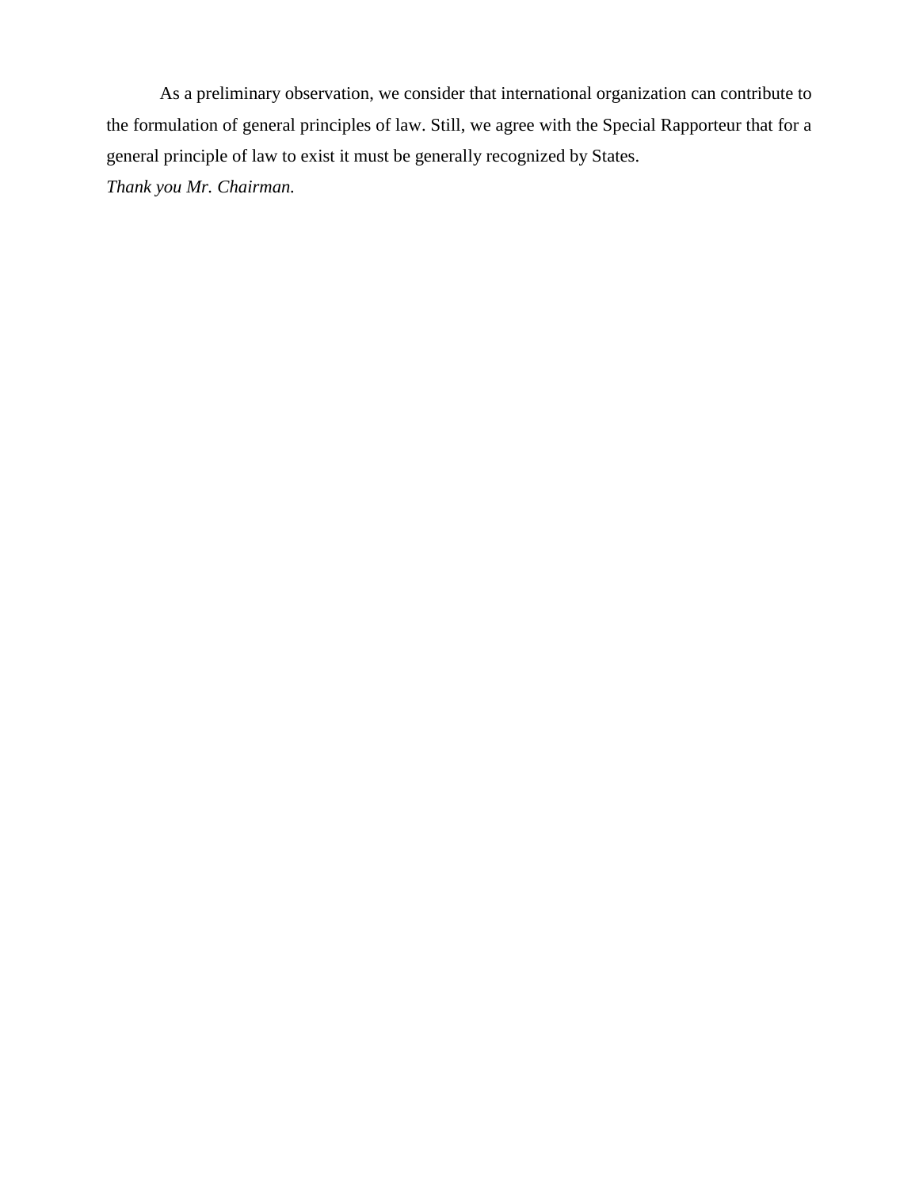As a preliminary observation, we consider that international organization can contribute to the formulation of general principles of law. Still, we agree with the Special Rapporteur that for a general principle of law to exist it must be generally recognized by States.

*Thank you Mr. Chairman.*